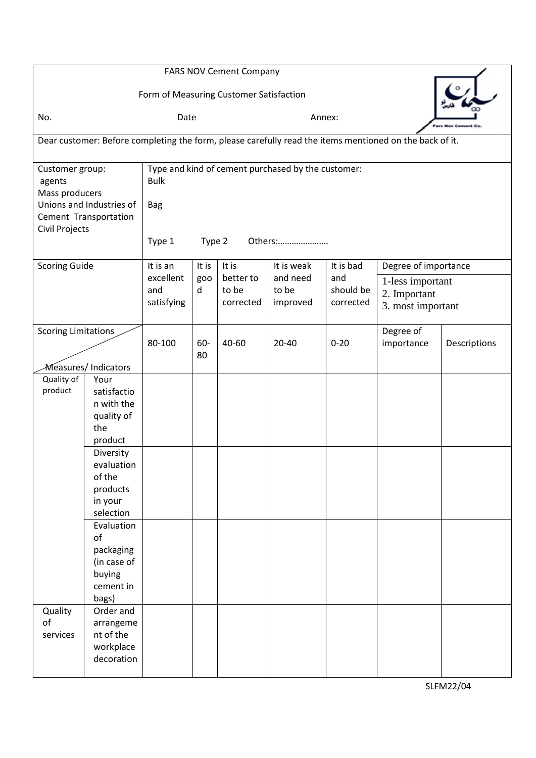FARS NOV Cement Company

Form of Measuring Customer Satisfaction

No. Date Annex:

Dear customer: Before completing the form, please carefully read the items mentioned on the back of it.

| Customer group: | Type and kind of cement purchased by the customer: |
|---|---|
| agents | Bulk |
| Mass producers | |
| Unions and Industries of Cement Transportation | Bag |
| Civil Projects | |
| | Type 1 Type 2 Others:………………… |

| Scoring Guide | | It is an excellent and satisfying | It is good | It is better to be corrected | It is weak and need to be improved | It is bad and should be corrected | Degree of importance<br>1-less important<br>2. Important<br>3. most important | |
|---|---|---|---|---|---|---|---|---|
| Scoring Limitations / Measures/ Indicators | | 80-100 | 60-80 | 40-60 | 20-40 | 0-20 | Degree of importance | Descriptions |
| Quality of product | Your satisfaction with the quality of the product | | | | | | | |
| | Diversity evaluation of the products in your selection | | | | | | | |
| | Evaluation of packaging (in case of buying cement in bags) | | | | | | | |
| Quality of services | Order and arrangement of the workplace decoration | | | | | | | |

SLFM22/04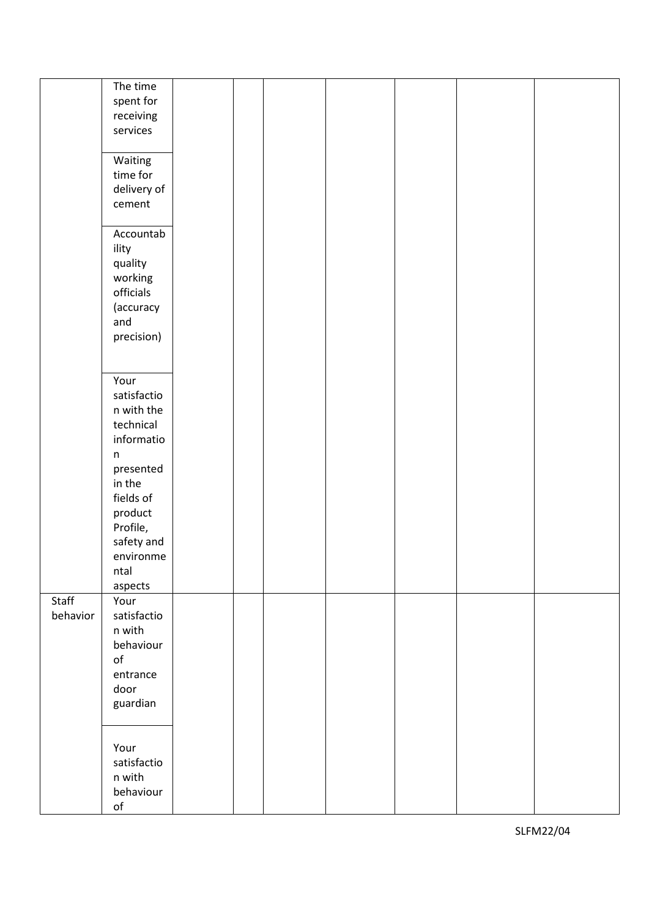| | | | | | | | | |
|---|---|---|---|---|---|---|---|---|
| | The time spent for receiving services | | | | | | | |
| | Waiting time for delivery of cement | | | | | | | |
| | Accountability quality working officials (accuracy and precision) | | | | | | | |
| | Your satisfaction with the technical information presented in the fields of product Profile, safety and environmental aspects | | | | | | | |
| Staff behavior | Your satisfaction with behaviour of entrance door guardian | | | | | | | |
| | Your satisfaction with behaviour of | | | | | | | |

SLFM22/04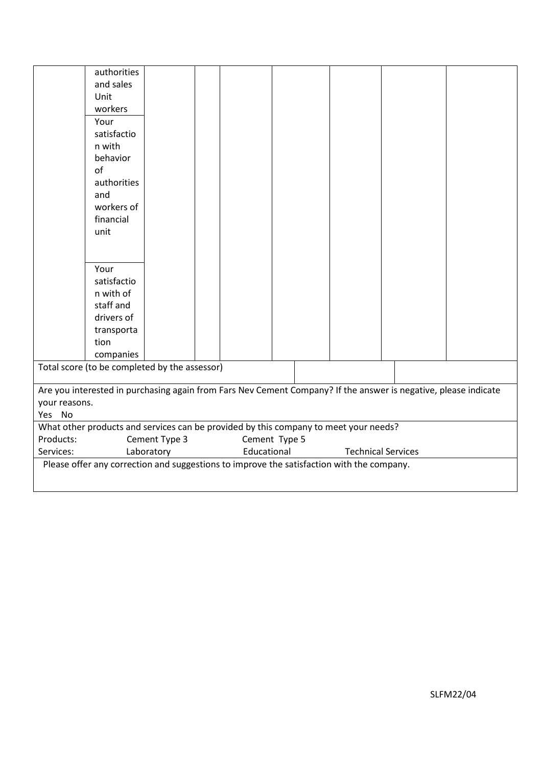| | | | | | | | | |
|---|---|---|---|---|---|---|---|---|
| | authorities and sales Unit workers | | | | | | | |
| | Your satisfaction with behavior of authorities and workers of financial unit | | | | | | | |
| | Your satisfaction with of staff and drivers of transportation companies | | | | | | | |
| Total score (to be completed by the assessor) | | | | | | | | |

Are you interested in purchasing again from Fars Nev Cement Company? If the answer is negative, please indicate your reasons.

Yes No

What other products and services can be provided by this company to meet your needs?

Products: Cement Type 3 Cement Type 5

Services: Laboratory Educational Technical Services

Please offer any correction and suggestions to improve the satisfaction with the company.

SLFM22/04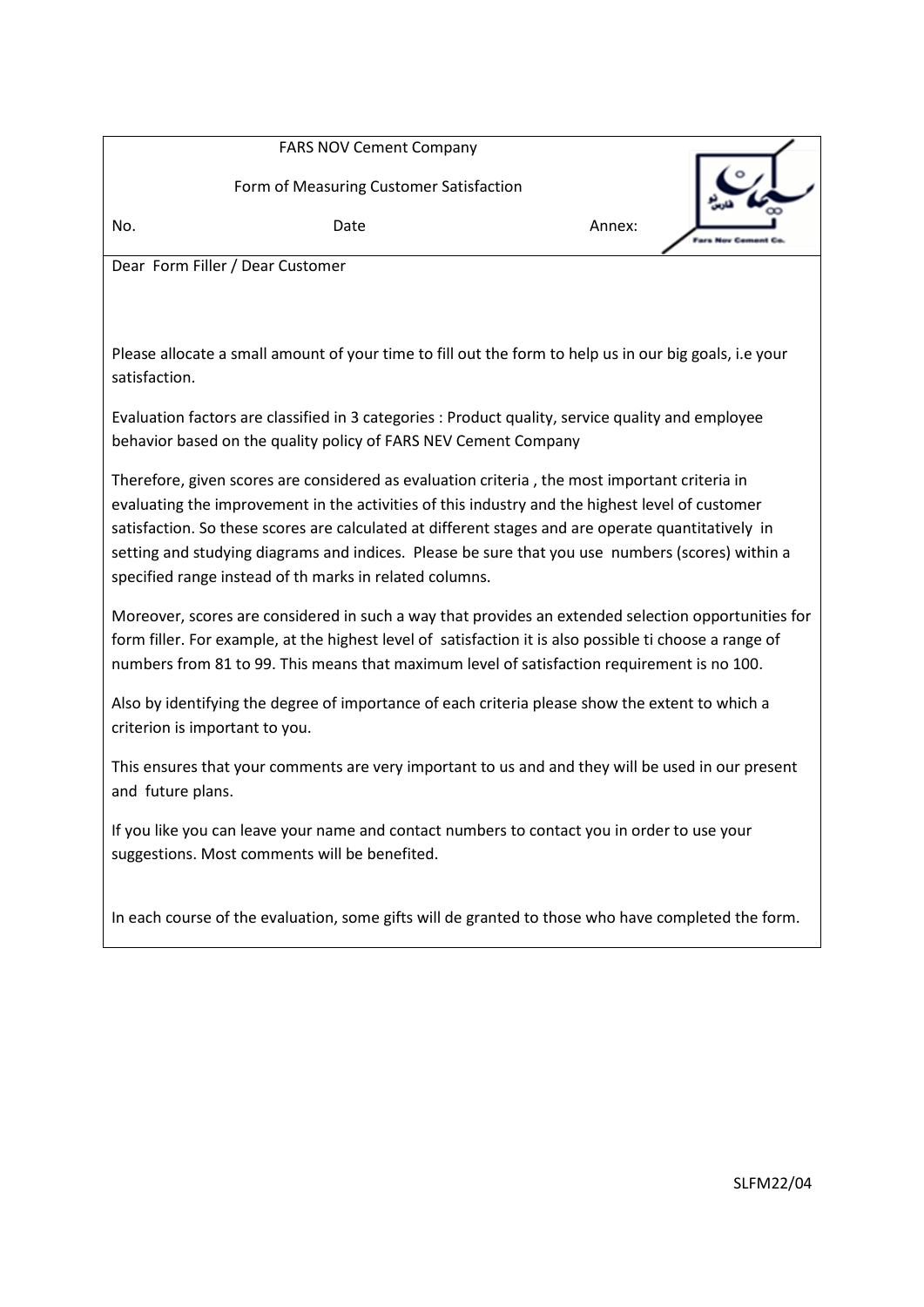FARS NOV Cement Company

Form of Measuring Customer Satisfaction

No. Date Annex:

Dear Form Filler / Dear Customer

Please allocate a small amount of your time to fill out the form to help us in our big goals, i.e your satisfaction.

Evaluation factors are classified in 3 categories : Product quality, service quality and employee behavior based on the quality policy of FARS NEV Cement Company

Therefore, given scores are considered as evaluation criteria , the most important criteria in evaluating the improvement in the activities of this industry and the highest level of customer satisfaction. So these scores are calculated at different stages and are operate quantitatively in setting and studying diagrams and indices. Please be sure that you use numbers (scores) within a specified range instead of th marks in related columns.

Moreover, scores are considered in such a way that provides an extended selection opportunities for form filler. For example, at the highest level of satisfaction it is also possible ti choose a range of numbers from 81 to 99. This means that maximum level of satisfaction requirement is no 100.

Also by identifying the degree of importance of each criteria please show the extent to which a criterion is important to you.

This ensures that your comments are very important to us and and they will be used in our present and future plans.

If you like you can leave your name and contact numbers to contact you in order to use your suggestions. Most comments will be benefited.

In each course of the evaluation, some gifts will de granted to those who have completed the form.

SLFM22/04